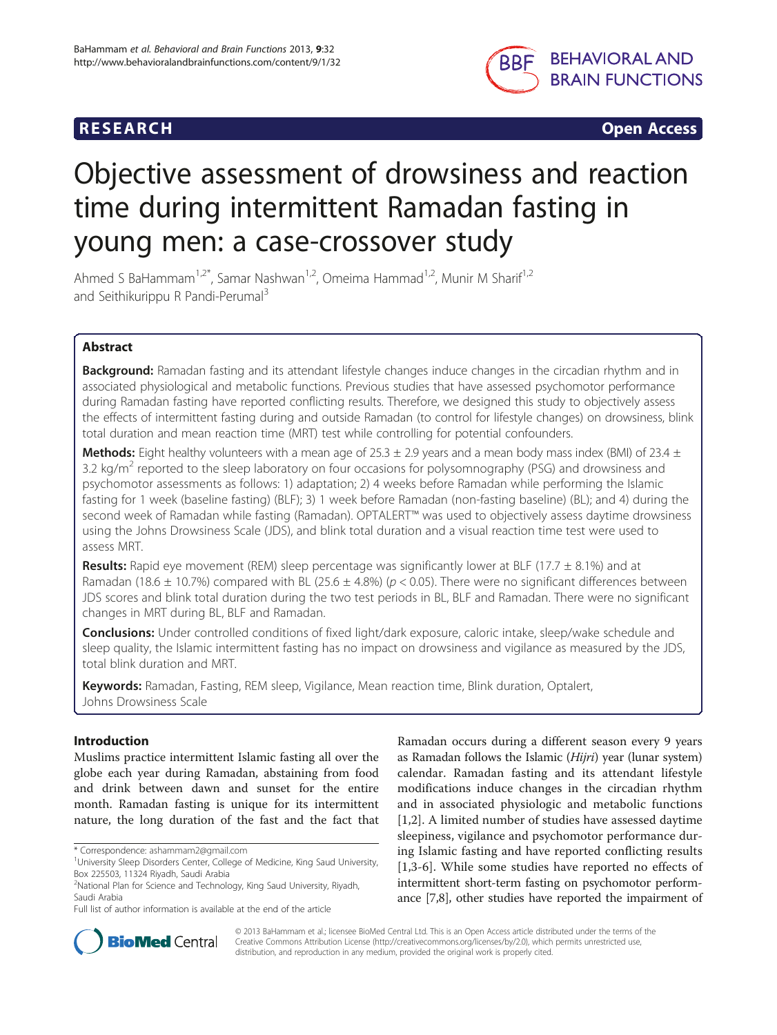**RESEARCH** **Open Access**

# Objective assessment of drowsiness and reaction time during intermittent Ramadan fasting in young men: a case-crossover study

Ahmed S BaHammam[1,2*], Samar Nashwan[1,2], Omeima Hammad[1,2], Munir M Sharif[1,2] and Seithikurippu R Pandi-Perumal[3]

## Abstract

**Background:** Ramadan fasting and its attendant lifestyle changes induce changes in the circadian rhythm and in associated physiological and metabolic functions. Previous studies that have assessed psychomotor performance during Ramadan fasting have reported conflicting results. Therefore, we designed this study to objectively assess the effects of intermittent fasting during and outside Ramadan (to control for lifestyle changes) on drowsiness, blink total duration and mean reaction time (MRT) test while controlling for potential confounders.

**Methods:** Eight healthy volunteers with a mean age of 25.3 ± 2.9 years and a mean body mass index (BMI) of 23.4 ± 3.2 kg/m$^2$ reported to the sleep laboratory on four occasions for polysomnography (PSG) and drowsiness and psychomotor assessments as follows: 1) adaptation; 2) 4 weeks before Ramadan while performing the Islamic fasting for 1 week (baseline fasting) (BLF); 3) 1 week before Ramadan (non-fasting baseline) (BL); and 4) during the second week of Ramadan while fasting (Ramadan). OPTALERT™ was used to objectively assess daytime drowsiness using the Johns Drowsiness Scale (JDS), and blink total duration and a visual reaction time test were used to assess MRT.

**Results:** Rapid eye movement (REM) sleep percentage was significantly lower at BLF (17.7 ± 8.1%) and at Ramadan (18.6 ± 10.7%) compared with BL (25.6 ± 4.8%) ($p < 0.05$). There were no significant differences between JDS scores and blink total duration during the two test periods in BL, BLF and Ramadan. There were no significant changes in MRT during BL, BLF and Ramadan.

**Conclusions:** Under controlled conditions of fixed light/dark exposure, caloric intake, sleep/wake schedule and sleep quality, the Islamic intermittent fasting has no impact on drowsiness and vigilance as measured by the JDS, total blink duration and MRT.

**Keywords:** Ramadan, Fasting, REM sleep, Vigilance, Mean reaction time, Blink duration, Optalert, Johns Drowsiness Scale

## Introduction

Muslims practice intermittent Islamic fasting all over the globe each year during Ramadan, abstaining from food and drink between dawn and sunset for the entire month. Ramadan fasting is unique for its intermittent nature, the long duration of the fast and the fact that Ramadan occurs during a different season every 9 years as Ramadan follows the Islamic (*Hijri*) year (lunar system) calendar. Ramadan fasting and its attendant lifestyle modifications induce changes in the circadian rhythm and in associated physiologic and metabolic functions [1,2]. A limited number of studies have assessed daytime sleepiness, vigilance and psychomotor performance during Islamic fasting and have reported conflicting results [1,3-6]. While some studies have reported no effects of intermittent short-term fasting on psychomotor performance [7,8], other studies have reported the impairment of

\* Correspondence: ashammam2@gmail.com
[1]University Sleep Disorders Center, College of Medicine, King Saud University, Box 225503, 11324 Riyadh, Saudi Arabia
[2]National Plan for Science and Technology, King Saud University, Riyadh, Saudi Arabia
Full list of author information is available at the end of the article

© 2013 BaHammam et al.; licensee BioMed Central Ltd. This is an Open Access article distributed under the terms of the Creative Commons Attribution License (http://creativecommons.org/licenses/by/2.0), which permits unrestricted use, distribution, and reproduction in any medium, provided the original work is properly cited.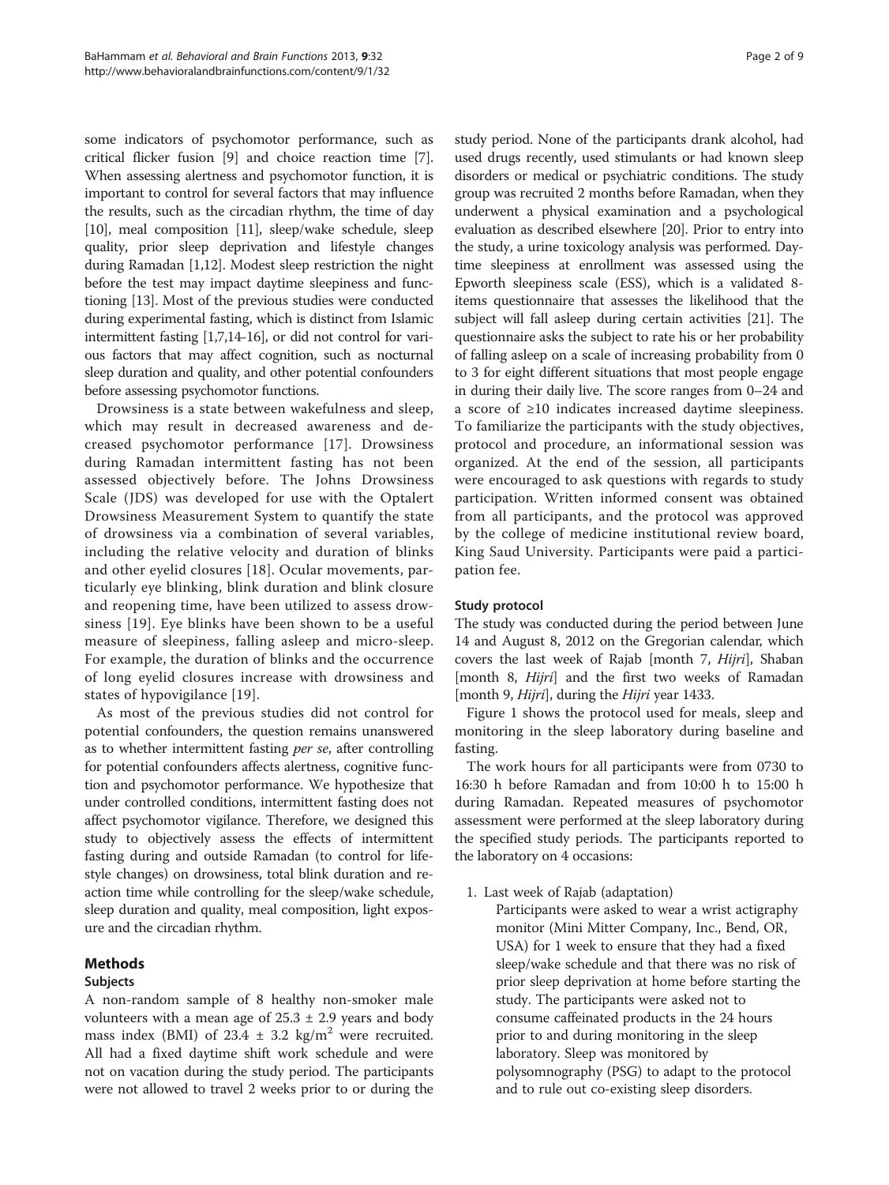some indicators of psychomotor performance, such as critical flicker fusion [9] and choice reaction time [7]. When assessing alertness and psychomotor function, it is important to control for several factors that may influence the results, such as the circadian rhythm, the time of day [10], meal composition [11], sleep/wake schedule, sleep quality, prior sleep deprivation and lifestyle changes during Ramadan [1,12]. Modest sleep restriction the night before the test may impact daytime sleepiness and functioning [13]. Most of the previous studies were conducted during experimental fasting, which is distinct from Islamic intermittent fasting [1,7,14-16], or did not control for various factors that may affect cognition, such as nocturnal sleep duration and quality, and other potential confounders before assessing psychomotor functions.

Drowsiness is a state between wakefulness and sleep, which may result in decreased awareness and decreased psychomotor performance [17]. Drowsiness during Ramadan intermittent fasting has not been assessed objectively before. The Johns Drowsiness Scale (JDS) was developed for use with the Optalert Drowsiness Measurement System to quantify the state of drowsiness via a combination of several variables, including the relative velocity and duration of blinks and other eyelid closures [18]. Ocular movements, particularly eye blinking, blink duration and blink closure and reopening time, have been utilized to assess drowsiness [19]. Eye blinks have been shown to be a useful measure of sleepiness, falling asleep and micro-sleep. For example, the duration of blinks and the occurrence of long eyelid closures increase with drowsiness and states of hypovigilance [19].

As most of the previous studies did not control for potential confounders, the question remains unanswered as to whether intermittent fasting *per se*, after controlling for potential confounders affects alertness, cognitive function and psychomotor performance. We hypothesize that under controlled conditions, intermittent fasting does not affect psychomotor vigilance. Therefore, we designed this study to objectively assess the effects of intermittent fasting during and outside Ramadan (to control for lifestyle changes) on drowsiness, total blink duration and reaction time while controlling for the sleep/wake schedule, sleep duration and quality, meal composition, light exposure and the circadian rhythm.

## Methods

### Subjects

A non-random sample of 8 healthy non-smoker male volunteers with a mean age of 25.3 ± 2.9 years and body mass index (BMI) of 23.4 ± 3.2 kg/m$^2$ were recruited. All had a fixed daytime shift work schedule and were not on vacation during the study period. The participants were not allowed to travel 2 weeks prior to or during the study period. None of the participants drank alcohol, had used drugs recently, used stimulants or had known sleep disorders or medical or psychiatric conditions. The study group was recruited 2 months before Ramadan, when they underwent a physical examination and a psychological evaluation as described elsewhere [20]. Prior to entry into the study, a urine toxicology analysis was performed. Daytime sleepiness at enrollment was assessed using the Epworth sleepiness scale (ESS), which is a validated 8-items questionnaire that assesses the likelihood that the subject will fall asleep during certain activities [21]. The questionnaire asks the subject to rate his or her probability of falling asleep on a scale of increasing probability from 0 to 3 for eight different situations that most people engage in during their daily live. The score ranges from 0–24 and a score of ≥10 indicates increased daytime sleepiness. To familiarize the participants with the study objectives, protocol and procedure, an informational session was organized. At the end of the session, all participants were encouraged to ask questions with regards to study participation. Written informed consent was obtained from all participants, and the protocol was approved by the college of medicine institutional review board, King Saud University. Participants were paid a participation fee.

### Study protocol

The study was conducted during the period between June 14 and August 8, 2012 on the Gregorian calendar, which covers the last week of Rajab [month 7, *Hijri*], Shaban [month 8, *Hijri*] and the first two weeks of Ramadan [month 9, *Hijri*], during the *Hijri* year 1433.

Figure 1 shows the protocol used for meals, sleep and monitoring in the sleep laboratory during baseline and fasting.

The work hours for all participants were from 0730 to 16:30 h before Ramadan and from 10:00 h to 15:00 h during Ramadan. Repeated measures of psychomotor assessment were performed at the sleep laboratory during the specified study periods. The participants reported to the laboratory on 4 occasions:

1. Last week of Rajab (adaptation)
   Participants were asked to wear a wrist actigraphy monitor (Mini Mitter Company, Inc., Bend, OR, USA) for 1 week to ensure that they had a fixed sleep/wake schedule and that there was no risk of prior sleep deprivation at home before starting the study. The participants were asked not to consume caffeinated products in the 24 hours prior to and during monitoring in the sleep laboratory. Sleep was monitored by polysomnography (PSG) to adapt to the protocol and to rule out co-existing sleep disorders.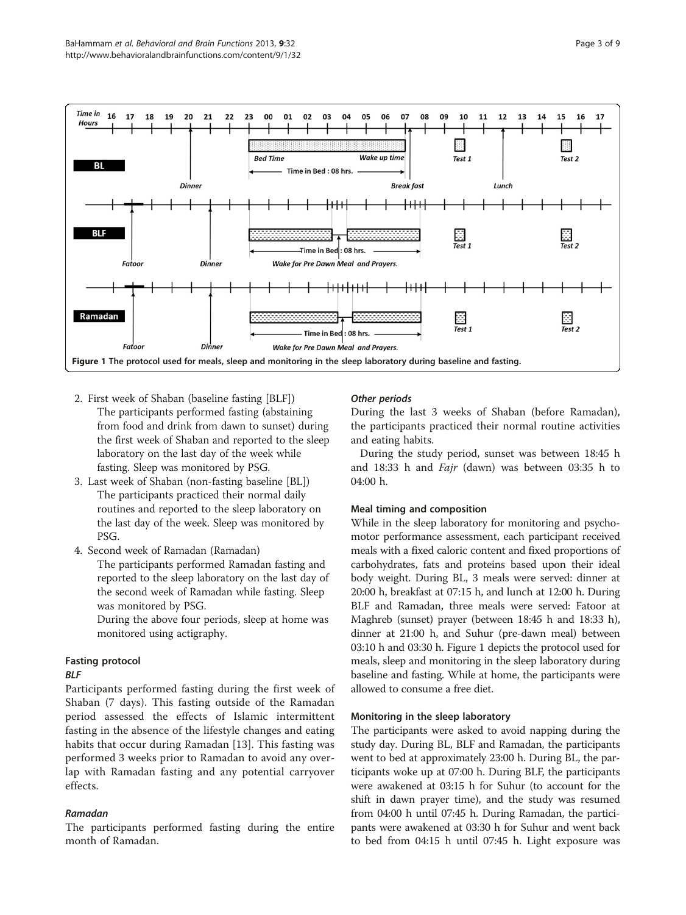Figure 1 The protocol used for meals, sleep and monitoring in the sleep laboratory during baseline and fasting.

2. First week of Shaban (baseline fasting [BLF])
   The participants performed fasting (abstaining from food and drink from dawn to sunset) during the first week of Shaban and reported to the sleep laboratory on the last day of the week while fasting. Sleep was monitored by PSG.
3. Last week of Shaban (non-fasting baseline [BL])
   The participants practiced their normal daily routines and reported to the sleep laboratory on the last day of the week. Sleep was monitored by PSG.
4. Second week of Ramadan (Ramadan)
   The participants performed Ramadan fasting and reported to the sleep laboratory on the last day of the second week of Ramadan while fasting. Sleep was monitored by PSG.
   During the above four periods, sleep at home was monitored using actigraphy.

### Fasting protocol

#### *BLF*

Participants performed fasting during the first week of Shaban (7 days). This fasting outside of the Ramadan period assessed the effects of Islamic intermittent fasting in the absence of the lifestyle changes and eating habits that occur during Ramadan [13]. This fasting was performed 3 weeks prior to Ramadan to avoid any overlap with Ramadan fasting and any potential carryover effects.

#### *Ramadan*

The participants performed fasting during the entire month of Ramadan.

#### *Other periods*

During the last 3 weeks of Shaban (before Ramadan), the participants practiced their normal routine activities and eating habits.

During the study period, sunset was between 18:45 h and 18:33 h and *Fajr* (dawn) was between 03:35 h to 04:00 h.

### Meal timing and composition

While in the sleep laboratory for monitoring and psychomotor performance assessment, each participant received meals with a fixed caloric content and fixed proportions of carbohydrates, fats and proteins based upon their ideal body weight. During BL, 3 meals were served: dinner at 20:00 h, breakfast at 07:15 h, and lunch at 12:00 h. During BLF and Ramadan, three meals were served: Fatoor at Maghreb (sunset) prayer (between 18:45 h and 18:33 h), dinner at 21:00 h, and Suhur (pre-dawn meal) between 03:10 h and 03:30 h. Figure 1 depicts the protocol used for meals, sleep and monitoring in the sleep laboratory during baseline and fasting. While at home, the participants were allowed to consume a free diet.

### Monitoring in the sleep laboratory

The participants were asked to avoid napping during the study day. During BL, BLF and Ramadan, the participants went to bed at approximately 23:00 h. During BL, the participants woke up at 07:00 h. During BLF, the participants were awakened at 03:15 h for Suhur (to account for the shift in dawn prayer time), and the study was resumed from 04:00 h until 07:45 h. During Ramadan, the participants were awakened at 03:30 h for Suhur and went back to bed from 04:15 h until 07:45 h. Light exposure was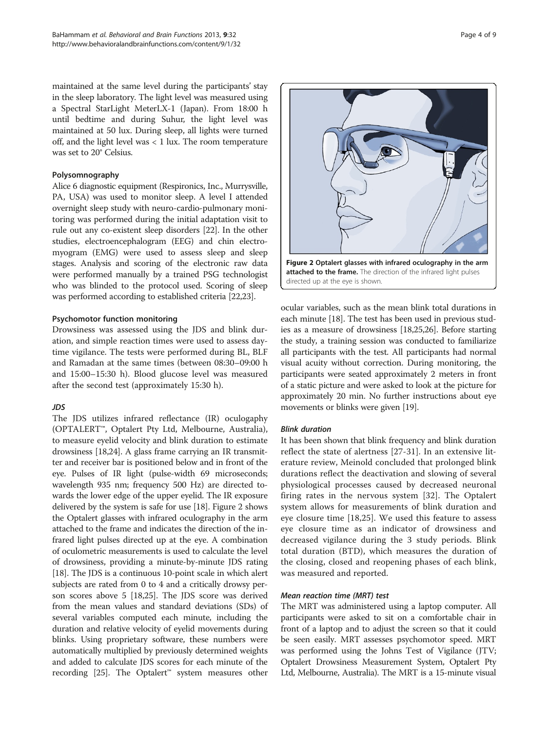maintained at the same level during the participants' stay in the sleep laboratory. The light level was measured using a Spectral StarLight MeterLX-1 (Japan). From 18:00 h until bedtime and during Suhur, the light level was maintained at 50 lux. During sleep, all lights were turned off, and the light level was < 1 lux. The room temperature was set to 20° Celsius.

### Polysomnography

Alice 6 diagnostic equipment (Respironics, Inc., Murrysville, PA, USA) was used to monitor sleep. A level I attended overnight sleep study with neuro-cardio-pulmonary monitoring was performed during the initial adaptation visit to rule out any co-existent sleep disorders [22]. In the other studies, electroencephalogram (EEG) and chin electromyogram (EMG) were used to assess sleep and sleep stages. Analysis and scoring of the electronic raw data were performed manually by a trained PSG technologist who was blinded to the protocol used. Scoring of sleep was performed according to established criteria [22,23].

### Psychomotor function monitoring

Drowsiness was assessed using the JDS and blink duration, and simple reaction times were used to assess daytime vigilance. The tests were performed during BL, BLF and Ramadan at the same times (between 08:30–09:00 h and 15:00–15:30 h). Blood glucose level was measured after the second test (approximately 15:30 h).

#### *JDS*

The JDS utilizes infrared reflectance (IR) oculogaphy (OPTALERT™, Optalert Pty Ltd, Melbourne, Australia), to measure eyelid velocity and blink duration to estimate drowsiness [18,24]. A glass frame carrying an IR transmitter and receiver bar is positioned below and in front of the eye. Pulses of IR light (pulse-width 69 microseconds; wavelength 935 nm; frequency 500 Hz) are directed towards the lower edge of the upper eyelid. The IR exposure delivered by the system is safe for use [18]. Figure 2 shows the Optalert glasses with infrared oculography in the arm attached to the frame and indicates the direction of the infrared light pulses directed up at the eye. A combination of oculometric measurements is used to calculate the level of drowsiness, providing a minute-by-minute JDS rating [18]. The JDS is a continuous 10-point scale in which alert subjects are rated from 0 to 4 and a critically drowsy person scores above 5 [18,25]. The JDS score was derived from the mean values and standard deviations (SDs) of several variables computed each minute, including the duration and relative velocity of eyelid movements during blinks. Using proprietary software, these numbers were automatically multiplied by previously determined weights and added to calculate JDS scores for each minute of the recording [25]. The Optalert™ system measures other ocular variables, such as the mean blink total durations in each minute [18]. The test has been used in previous studies as a measure of drowsiness [18,25,26]. Before starting the study, a training session was conducted to familiarize all participants with the test. All participants had normal visual acuity without correction. During monitoring, the participants were seated approximately 2 meters in front of a static picture and were asked to look at the picture for approximately 20 min. No further instructions about eye movements or blinks were given [19].

**Figure 2 Optalert glasses with infrared oculography in the arm attached to the frame.** The direction of the infrared light pulses directed up at the eye is shown.

#### *Blink duration*

It has been shown that blink frequency and blink duration reflect the state of alertness [27-31]. In an extensive literature review, Meinold concluded that prolonged blink durations reflect the deactivation and slowing of several physiological processes caused by decreased neuronal firing rates in the nervous system [32]. The Optalert system allows for measurements of blink duration and eye closure time [18,25]. We used this feature to assess eye closure time as an indicator of drowsiness and decreased vigilance during the 3 study periods. Blink total duration (BTD), which measures the duration of the closing, closed and reopening phases of each blink, was measured and reported.

#### *Mean reaction time (MRT) test*

The MRT was administered using a laptop computer. All participants were asked to sit on a comfortable chair in front of a laptop and to adjust the screen so that it could be seen easily. MRT assesses psychomotor speed. MRT was performed using the Johns Test of Vigilance (JTV; Optalert Drowsiness Measurement System, Optalert Pty Ltd, Melbourne, Australia). The MRT is a 15-minute visual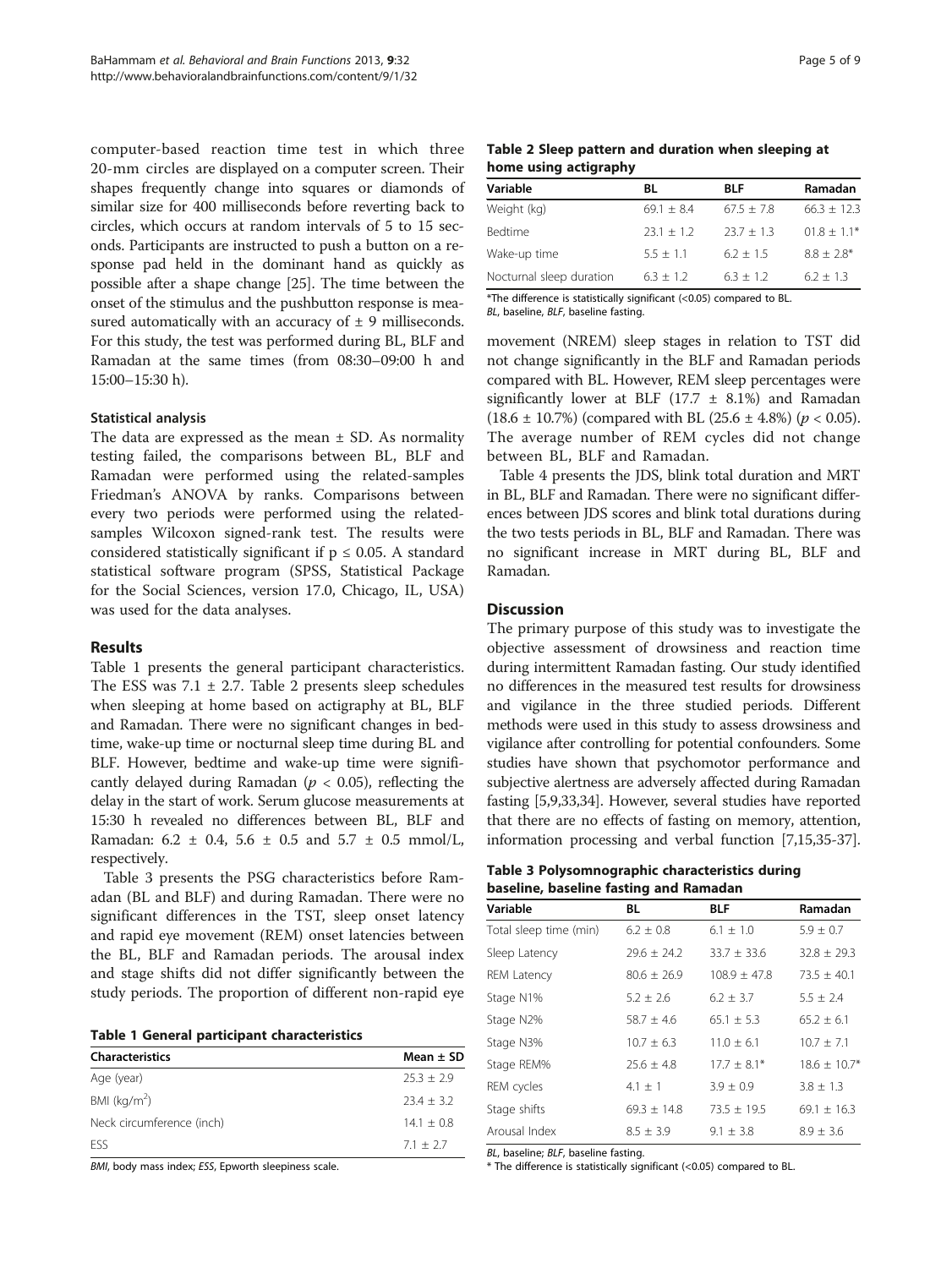computer-based reaction time test in which three 20-mm circles are displayed on a computer screen. Their shapes frequently change into squares or diamonds of similar size for 400 milliseconds before reverting back to circles, which occurs at random intervals of 5 to 15 seconds. Participants are instructed to push a button on a response pad held in the dominant hand as quickly as possible after a shape change [25]. The time between the onset of the stimulus and the pushbutton response is measured automatically with an accuracy of ± 9 milliseconds. For this study, the test was performed during BL, BLF and Ramadan at the same times (from 08:30–09:00 h and 15:00–15:30 h).

### Statistical analysis

The data are expressed as the mean ± SD. As normality testing failed, the comparisons between BL, BLF and Ramadan were performed using the related-samples Friedman's ANOVA by ranks. Comparisons between every two periods were performed using the related-samples Wilcoxon signed-rank test. The results were considered statistically significant if $p \leq 0.05$. A standard statistical software program (SPSS, Statistical Package for the Social Sciences, version 17.0, Chicago, IL, USA) was used for the data analyses.

## Results

Table 1 presents the general participant characteristics. The ESS was 7.1 ± 2.7. Table 2 presents sleep schedules when sleeping at home based on actigraphy at BL, BLF and Ramadan. There were no significant changes in bedtime, wake-up time or nocturnal sleep time during BL and BLF. However, bedtime and wake-up time were significantly delayed during Ramadan ($p < 0.05$), reflecting the delay in the start of work. Serum glucose measurements at 15:30 h revealed no differences between BL, BLF and Ramadan: 6.2 ± 0.4, 5.6 ± 0.5 and 5.7 ± 0.5 mmol/L, respectively.

Table 3 presents the PSG characteristics before Ramadan (BL and BLF) and during Ramadan. There were no significant differences in the TST, sleep onset latency and rapid eye movement (REM) onset latencies between the BL, BLF and Ramadan periods. The arousal index and stage shifts did not differ significantly between the study periods. The proportion of different non-rapid eye movement (NREM) sleep stages in relation to TST did not change significantly in the BLF and Ramadan periods compared with BL. However, REM sleep percentages were significantly lower at BLF (17.7 ± 8.1%) and Ramadan (18.6 ± 10.7%) (compared with BL (25.6 ± 4.8%) ($p < 0.05$). The average number of REM cycles did not change between BL, BLF and Ramadan.

Table 4 presents the JDS, blink total duration and MRT in BL, BLF and Ramadan. There were no significant differences between JDS scores and blink total durations during the two tests periods in BL, BLF and Ramadan. There was no significant increase in MRT during BL, BLF and Ramadan.

**Table 1 General participant characteristics**

| Characteristics | Mean ± SD |
|---|---|
| Age (year) | 25.3 ± 2.9 |
| BMI (kg/m$^2$) | 23.4 ± 3.2 |
| Neck circumference (inch) | 14.1 ± 0.8 |
| ESS | 7.1 ± 2.7 |

*BMI*, body mass index; *ESS*, Epworth sleepiness scale.

**Table 2 Sleep pattern and duration when sleeping at home using actigraphy**

| Variable | BL | BLF | Ramadan |
|---|---|---|---|
| Weight (kg) | 69.1 ± 8.4 | 67.5 ± 7.8 | 66.3 ± 12.3 |
| Bedtime | 23.1 ± 1.2 | 23.7 ± 1.3 | 01.8 ± 1.1* |
| Wake-up time | 5.5 ± 1.1 | 6.2 ± 1.5 | 8.8 ± 2.8* |
| Nocturnal sleep duration | 6.3 ± 1.2 | 6.3 ± 1.2 | 6.2 ± 1.3 |

*The difference is statistically significant (<0.05) compared to BL.
*BL*, baseline, *BLF*, baseline fasting.

## Discussion

The primary purpose of this study was to investigate the objective assessment of drowsiness and reaction time during intermittent Ramadan fasting. Our study identified no differences in the measured test results for drowsiness and vigilance in the three studied periods. Different methods were used in this study to assess drowsiness and vigilance after controlling for potential confounders. Some studies have shown that psychomotor performance and subjective alertness are adversely affected during Ramadan fasting [5,9,33,34]. However, several studies have reported that there are no effects of fasting on memory, attention, information processing and verbal function [7,15,35-37].

**Table 3 Polysomnographic characteristics during baseline, baseline fasting and Ramadan**

| Variable | BL | BLF | Ramadan |
|---|---|---|---|
| Total sleep time (min) | 6.2 ± 0.8 | 6.1 ± 1.0 | 5.9 ± 0.7 |
| Sleep Latency | 29.6 ± 24.2 | 33.7 ± 33.6 | 32.8 ± 29.3 |
| REM Latency | 80.6 ± 26.9 | 108.9 ± 47.8 | 73.5 ± 40.1 |
| Stage N1% | 5.2 ± 2.6 | 6.2 ± 3.7 | 5.5 ± 2.4 |
| Stage N2% | 58.7 ± 4.6 | 65.1 ± 5.3 | 65.2 ± 6.1 |
| Stage N3% | 10.7 ± 6.3 | 11.0 ± 6.1 | 10.7 ± 7.1 |
| Stage REM% | 25.6 ± 4.8 | 17.7 ± 8.1* | 18.6 ± 10.7* |
| REM cycles | 4.1 ± 1 | 3.9 ± 0.9 | 3.8 ± 1.3 |
| Stage shifts | 69.3 ± 14.8 | 73.5 ± 19.5 | 69.1 ± 16.3 |
| Arousal Index | 8.5 ± 3.9 | 9.1 ± 3.8 | 8.9 ± 3.6 |

*BL*, baseline; *BLF*, baseline fasting.
* The difference is statistically significant (<0.05) compared to BL.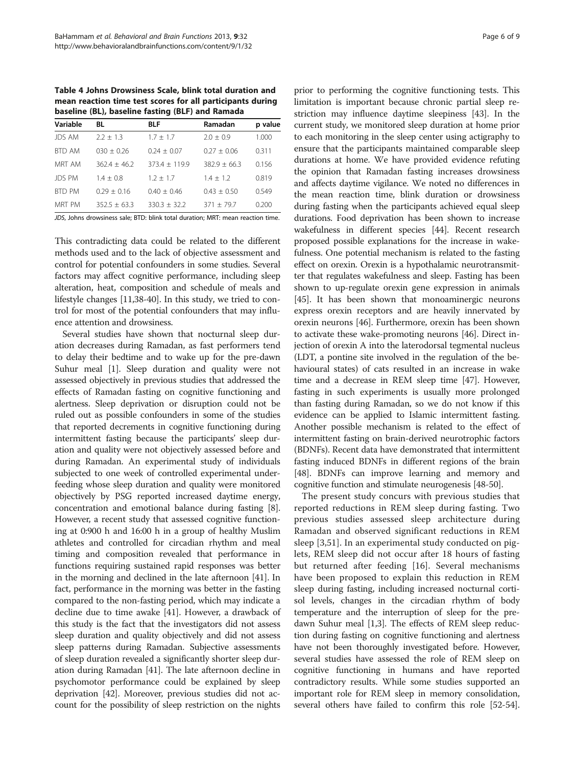**Table 4 Johns Drowsiness Scale, blink total duration and mean reaction time test scores for all participants during baseline (BL), baseline fasting (BLF) and Ramada**

| Variable | BL | BLF | Ramadan | p value |
|---|---|---|---|---|
| JDS AM | 2.2 ± 1.3 | 1.7 ± 1.7 | 2.0 ± 0.9 | 1.000 |
| BTD AM | 030 ± 0.26 | 0.24 ± 0.07 | 0.27 ± 0.06 | 0.311 |
| MRT AM | 362.4 ± 46.2 | 373.4 ± 119.9 | 382.9 ± 66.3 | 0.156 |
| JDS PM | 1.4 ± 0.8 | 1.2 ± 1.7 | 1.4 ± 1.2 | 0.819 |
| BTD PM | 0.29 ± 0.16 | 0.40 ± 0.46 | 0.43 ± 0.50 | 0.549 |
| MRT PM | 352.5 ± 63.3 | 330.3 ± 32.2 | 371 ± 79.7 | 0.200 |

*JDS*, Johns drowsiness sale; BTD: blink total duration; MRT: mean reaction time.

This contradicting data could be related to the different methods used and to the lack of objective assessment and control for potential confounders in some studies. Several factors may affect cognitive performance, including sleep alteration, heat, composition and schedule of meals and lifestyle changes [11,38-40]. In this study, we tried to control for most of the potential confounders that may influence attention and drowsiness.

Several studies have shown that nocturnal sleep duration decreases during Ramadan, as fast performers tend to delay their bedtime and to wake up for the pre-dawn Suhur meal [1]. Sleep duration and quality were not assessed objectively in previous studies that addressed the effects of Ramadan fasting on cognitive functioning and alertness. Sleep deprivation or disruption could not be ruled out as possible confounders in some of the studies that reported decrements in cognitive functioning during intermittent fasting because the participants' sleep duration and quality were not objectively assessed before and during Ramadan. An experimental study of individuals subjected to one week of controlled experimental underfeeding whose sleep duration and quality were monitored objectively by PSG reported increased daytime energy, concentration and emotional balance during fasting [8]. However, a recent study that assessed cognitive functioning at 0:900 h and 16:00 h in a group of healthy Muslim athletes and controlled for circadian rhythm and meal timing and composition revealed that performance in functions requiring sustained rapid responses was better in the morning and declined in the late afternoon [41]. In fact, performance in the morning was better in the fasting compared to the non-fasting period, which may indicate a decline due to time awake [41]. However, a drawback of this study is the fact that the investigators did not assess sleep duration and quality objectively and did not assess sleep patterns during Ramadan. Subjective assessments of sleep duration revealed a significantly shorter sleep duration during Ramadan [41]. The late afternoon decline in psychomotor performance could be explained by sleep deprivation [42]. Moreover, previous studies did not account for the possibility of sleep restriction on the nights prior to performing the cognitive functioning tests. This limitation is important because chronic partial sleep restriction may influence daytime sleepiness [43]. In the current study, we monitored sleep duration at home prior to each monitoring in the sleep center using actigraphy to ensure that the participants maintained comparable sleep durations at home. We have provided evidence refuting the opinion that Ramadan fasting increases drowsiness and affects daytime vigilance. We noted no differences in the mean reaction time, blink duration or drowsiness during fasting when the participants achieved equal sleep durations. Food deprivation has been shown to increase wakefulness in different species [44]. Recent research proposed possible explanations for the increase in wakefulness. One potential mechanism is related to the fasting effect on orexin. Orexin is a hypothalamic neurotransmitter that regulates wakefulness and sleep. Fasting has been shown to up-regulate orexin gene expression in animals [45]. It has been shown that monoaminergic neurons express orexin receptors and are heavily innervated by orexin neurons [46]. Furthermore, orexin has been shown to activate these wake-promoting neurons [46]. Direct injection of orexin A into the laterodorsal tegmental nucleus (LDT, a pontine site involved in the regulation of the behavioural states) of cats resulted in an increase in wake time and a decrease in REM sleep time [47]. However, fasting in such experiments is usually more prolonged than fasting during Ramadan, so we do not know if this evidence can be applied to Islamic intermittent fasting. Another possible mechanism is related to the effect of intermittent fasting on brain-derived neurotrophic factors (BDNFs). Recent data have demonstrated that intermittent fasting induced BDNFs in different regions of the brain [48]. BDNFs can improve learning and memory and cognitive function and stimulate neurogenesis [48-50].

The present study concurs with previous studies that reported reductions in REM sleep during fasting. Two previous studies assessed sleep architecture during Ramadan and observed significant reductions in REM sleep [3,51]. In an experimental study conducted on piglets, REM sleep did not occur after 18 hours of fasting but returned after feeding [16]. Several mechanisms have been proposed to explain this reduction in REM sleep during fasting, including increased nocturnal cortisol levels, changes in the circadian rhythm of body temperature and the interruption of sleep for the pre-dawn Suhur meal [1,3]. The effects of REM sleep reduction during fasting on cognitive functioning and alertness have not been thoroughly investigated before. However, several studies have assessed the role of REM sleep on cognitive functioning in humans and have reported contradictory results. While some studies supported an important role for REM sleep in memory consolidation, several others have failed to confirm this role [52-54].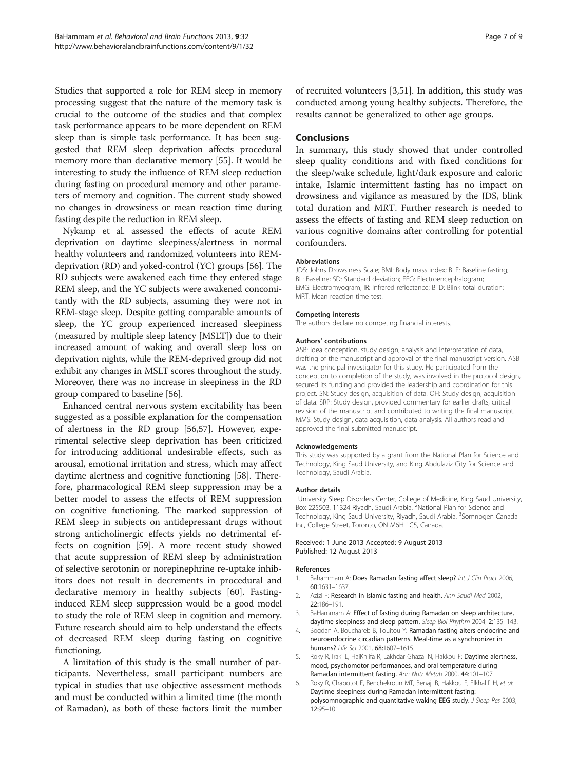Studies that supported a role for REM sleep in memory processing suggest that the nature of the memory task is crucial to the outcome of the studies and that complex task performance appears to be more dependent on REM sleep than is simple task performance. It has been suggested that REM sleep deprivation affects procedural memory more than declarative memory [55]. It would be interesting to study the influence of REM sleep reduction during fasting on procedural memory and other parameters of memory and cognition. The current study showed no changes in drowsiness or mean reaction time during fasting despite the reduction in REM sleep.

Nykamp et al. assessed the effects of acute REM deprivation on daytime sleepiness/alertness in normal healthy volunteers and randomized volunteers into REM-deprivation (RD) and yoked-control (YC) groups [56]. The RD subjects were awakened each time they entered stage REM sleep, and the YC subjects were awakened concomitantly with the RD subjects, assuming they were not in REM-stage sleep. Despite getting comparable amounts of sleep, the YC group experienced increased sleepiness (measured by multiple sleep latency [MSLT]) due to their increased amount of waking and overall sleep loss on deprivation nights, while the REM-deprived group did not exhibit any changes in MSLT scores throughout the study. Moreover, there was no increase in sleepiness in the RD group compared to baseline [56].

Enhanced central nervous system excitability has been suggested as a possible explanation for the compensation of alertness in the RD group [56,57]. However, experimental selective sleep deprivation has been criticized for introducing additional undesirable effects, such as arousal, emotional irritation and stress, which may affect daytime alertness and cognitive functioning [58]. Therefore, pharmacological REM sleep suppression may be a better model to assess the effects of REM suppression on cognitive functioning. The marked suppression of REM sleep in subjects on antidepressant drugs without strong anticholinergic effects yields no detrimental effects on cognition [59]. A more recent study showed that acute suppression of REM sleep by administration of selective serotonin or norepinephrine re-uptake inhibitors does not result in decrements in procedural and declarative memory in healthy subjects [60]. Fasting-induced REM sleep suppression would be a good model to study the role of REM sleep in cognition and memory. Future research should aim to help understand the effects of decreased REM sleep during fasting on cognitive functioning.

A limitation of this study is the small number of participants. Nevertheless, small participant numbers are typical in studies that use objective assessment methods and must be conducted within a limited time (the month of Ramadan), as both of these factors limit the number of recruited volunteers [3,51]. In addition, this study was conducted among young healthy subjects. Therefore, the results cannot be generalized to other age groups.

## Conclusions

In summary, this study showed that under controlled sleep quality conditions and with fixed conditions for the sleep/wake schedule, light/dark exposure and caloric intake, Islamic intermittent fasting has no impact on drowsiness and vigilance as measured by the JDS, blink total duration and MRT. Further research is needed to assess the effects of fasting and REM sleep reduction on various cognitive domains after controlling for potential confounders.

#### Abbreviations

JDS: Johns Drowsiness Scale; BMI: Body mass index; BLF: Baseline fasting; BL: Baseline; SD: Standard deviation; EEG: Electroencephalogram; EMG: Electromyogram; IR: Infrared reflectance; BTD: Blink total duration; MRT: Mean reaction time test.

#### Competing interests

The authors declare no competing financial interests.

#### Authors' contributions

ASB: Idea conception, study design, analysis and interpretation of data, drafting of the manuscript and approval of the final manuscript version. ASB was the principal investigator for this study. He participated from the conception to completion of the study, was involved in the protocol design, secured its funding and provided the leadership and coordination for this project. SN: Study design, acquisition of data. OH: Study design, acquisition of data. SRP: Study design, provided commentary for earlier drafts, critical revision of the manuscript and contributed to writing the final manuscript. MMS: Study design, data acquisition, data analysis. All authors read and approved the final submitted manuscript.

#### Acknowledgements

This study was supported by a grant from the National Plan for Science and Technology, King Saud University, and King Abdulaziz City for Science and Technology, Saudi Arabia.

#### Author details

[1]University Sleep Disorders Center, College of Medicine, King Saud University, Box 225503, 11324 Riyadh, Saudi Arabia. [2]National Plan for Science and Technology, King Saud University, Riyadh, Saudi Arabia. [3]Somnogen Canada Inc, College Street, Toronto, ON M6H 1C5, Canada.

Received: 1 June 2013 Accepted: 9 August 2013
Published: 12 August 2013

#### References

1. Bahammam A: **Does Ramadan fasting affect sleep?** *Int J Clin Pract* 2006, **60:**1631–1637.
2. Azizi F: **Research in Islamic fasting and health.** *Ann Saudi Med* 2002, **22:**186–191.
3. BaHammam A: **Effect of fasting during Ramadan on sleep architecture, daytime sleepiness and sleep pattern.** *Sleep Biol Rhythm* 2004, **2:**135–143.
4. Bogdan A, Bouchareb B, Touitou Y: **Ramadan fasting alters endocrine and neuroendocrine circadian patterns. Meal-time as a synchronizer in humans?** *Life Sci* 2001, **68:**1607–1615.
5. Roky R, Iraki L, HajKhlifa R, Lakhdar Ghazal N, Hakkou F: **Daytime alertness, mood, psychomotor performances, and oral temperature during Ramadan intermittent fasting.** *Ann Nutr Metab* 2000, **44:**101–107.
6. Roky R, Chapotot F, Benchekroun MT, Benaji B, Hakkou F, Elkhalifi H, *et al*: **Daytime sleepiness during Ramadan intermittent fasting: polysomnographic and quantitative waking EEG study.** *J Sleep Res* 2003, **12:**95–101.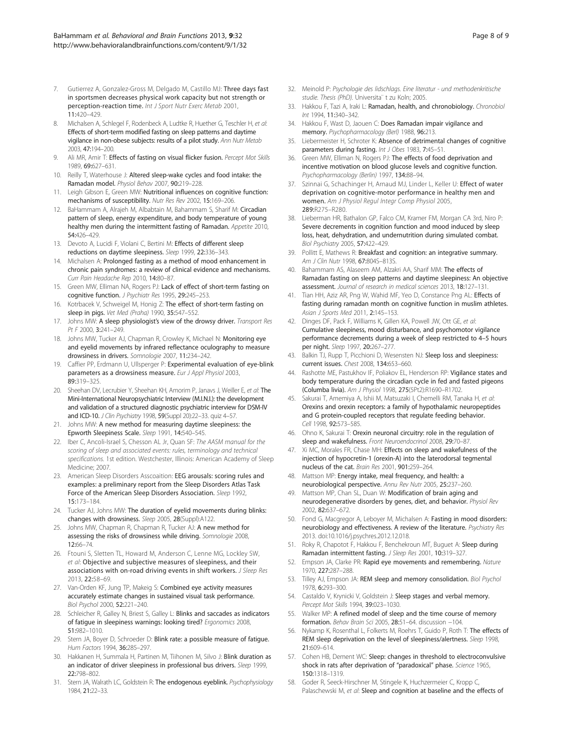7. Gutierrez A, Gonzalez-Gross M, Delgado M, Castillo MJ: **Three days fast in sportsmen decreases physical work capacity but not strength or perception-reaction time.** *Int J Sport Nutr Exerc Metab* 2001, **11:**420–429.
8. Michalsen A, Schlegel F, Rodenbeck A, Ludtke R, Huether G, Teschler H, *et al*: **Effects of short-term modified fasting on sleep patterns and daytime vigilance in non-obese subjects: results of a pilot study.** *Ann Nutr Metab* 2003, **47:**194–200.
9. Ali MR, Amir T: **Effects of fasting on visual flicker fusion.** *Percept Mot Skills* 1989, **69:**627–631.
10. Reilly T, Waterhouse J: **Altered sleep-wake cycles and food intake: the Ramadan model.** *Physiol Behav* 2007, **90:**219–228.
11. Leigh Gibson E, Green MW: **Nutritional influences on cognitive function: mechanisms of susceptibility.** *Nutr Res Rev* 2002, **15:**169–206.
12. BaHammam A, Alrajeh M, Albabtain M, Bahammam S, Sharif M: **Circadian pattern of sleep, energy expenditure, and body temperature of young healthy men during the intermittent fasting of Ramadan.** *Appetite* 2010, **54:**426–429.
13. Devoto A, Lucidi F, Violani C, Bertini M: **Effects of different sleep reductions on daytime sleepiness.** *Sleep* 1999, **22:**336–343.
14. Michalsen A: **Prolonged fasting as a method of mood enhancement in chronic pain syndromes: a review of clinical evidence and mechanisms.** *Curr Pain Headache Rep* 2010, **14:**80–87.
15. Green MW, Elliman NA, Rogers PJ: **Lack of effect of short-term fasting on cognitive function.** *J Psychiatr Res* 1995, **29:**245–253.
16. Kotrbacek V, Schweigel M, Honig Z: **The effect of short-term fasting on sleep in pigs.** *Vet Med (Praha)* 1990, **35:**547–552.
17. Johns MW: **A sleep physiologist's view of the drowsy driver.** *Transport Res Pt F* 2000, **3:**241–249.
18. Johns MW, Tucker AJ, Chapman R, Crowley K, Michael N: **Monitoring eye and eyelid movements by infrared reflectance oculography to measure drowsiness in drivers.** *Somnologie* 2007, **11:**234–242.
19. Caffier PP, Erdmann U, Ullsperger P: **Experimental evaluation of eye-blink parameters as a drowsiness measure.** *Eur J Appl Physiol* 2003, **89:**319–325.
20. Sheehan DV, Lecrubier Y, Sheehan KH, Amorim P, Janavs J, Weiller E, *et al*: **The Mini-International Neuropsychiatric Interview (M.I.N.I.): the development and validation of a structured diagnostic psychiatric interview for DSM-IV and ICD-10.** *J Clin Psychiatry* 1998, **59**(Suppl 20):22–33. quiz 4–57.
21. Johns MW: **A new method for measuring daytime sleepiness: the Epworth Sleepiness Scale.** *Sleep* 1991, **14:**540–545.
22. Iber C, Ancoli-Israel S, Chesson AL Jr, Quan SF: *The AASM manual for the scoring of sleep and associated events: rules, terminology and technical specifications.* 1st edition. Westchester, Illinois: American Academy of Sleep Medicine; 2007.
23. American Sleep Disorders Asscoaition: **EEG arousals: scoring rules and examples: a preliminary report from the Sleep Disorders Atlas Task Force of the American Sleep Disorders Association.** *Sleep* 1992, **15:**173–184.
24. Tucker AJ, Johns MW: **The duration of eyelid movements during blinks: changes with drowsiness.** *Sleep* 2005, **28**(Suppl):A122.
25. Johns MW, Chapman R, Chapman R, Tucker AJ: **A new method for assessing the risks of drowsiness while driving.** *Somnologie* 2008, **12:**66–74.
26. Ftouni S, Sletten TL, Howard M, Anderson C, Lenne MG, Lockley SW, *et al*: **Objective and subjective measures of sleepiness, and their associations with on-road driving events in shift workers.** *J Sleep Res* 2013, **22:**58–69.
27. Van-Orden KF, Jung TP, Makeig S: **Combined eye activity measures accurately estimate changes in sustained visual task performance.** *Biol Psychol* 2000, **52:**221–240.
28. Schleicher R, Galley N, Briest S, Galley L: **Blinks and saccades as indicators of fatigue in sleepiness warnings: looking tired?** *Ergonomics* 2008, **51:**982–1010.
29. Stern JA, Boyer D, Schroeder D: **Blink rate: a possible measure of fatigue.** *Hum Factors* 1994, **36:**285–297.
30. Hakkanen H, Summala H, Partinen M, Tiihonen M, Silvo J: **Blink duration as an indicator of driver sleepiness in professional bus drivers.** *Sleep* 1999, **22:**798–802.
31. Stern JA, Walrath LC, Goldstein R: **The endogenous eyeblink.** *Psychophysiology* 1984, **21:**22–33.
32. Meinold P: *Psychologie des lidschlags. Eine literatur - und methodenkritische studie. Thesis (PhD).* Universita¨ t zu Koln; 2005.
33. Hakkou F, Tazi A, Iraki L: **Ramadan, health, and chronobiology.** *Chronobiol Int* 1994, **11:**340–342.
34. Hakkou F, Wast D, Jaouen C: **Does Ramadan impair vigilance and memory.** *Psychopharmacology (Berl)* 1988, **96:**213.
35. Liebermeister H, Schroter K: **Absence of detrimental changes of cognitive parameters during fasting.** *Int J Obes* 1983, **7:**45–51.
36. Green MW, Elliman N, Rogers PJ: **The effects of food deprivation and incentive motivation on blood glucose levels and cognitive function.** *Psychopharmacology (Berlin)* 1997, **134:**88–94.
37. Szinnai G, Schachinger H, Arnaud MJ, Linder L, Keller U: **Effect of water deprivation on cognitive-motor performance in healthy men and women.** *Am J Physiol Regul Integr Comp Physiol* 2005, **289:**R275–R280.
38. Lieberman HR, Bathalon GP, Falco CM, Kramer FM, Morgan CA 3rd, Niro P: **Severe decrements in cognition function and mood induced by sleep loss, heat, dehydration, and undernutrition during simulated combat.** *Biol Psychiatry* 2005, **57:**422–429.
39. Pollitt E, Mathews R: **Breakfast and cognition: an integrative summary.** *Am J Clin Nutr* 1998, **67:**804S–813S.
40. Bahammam AS, Alaseem AM, Alzakri AA, Sharif MM: **The effects of Ramadan fasting on sleep patterns and daytime sleepiness: An objective assessment.** *Journal of research in medical sciences* 2013, **18:**127–131.
41. Tian HH, Aziz AR, Png W, Wahid MF, Yeo D, Constance Png AL: **Effects of fasting during ramadan month on cognitive function in muslim athletes.** *Asian J Sports Med* 2011, **2:**145–153.
42. Dinges DF, Pack F, Williams K, Gillen KA, Powell JW, Ott GE, *et al*: **Cumulative sleepiness, mood disturbance, and psychomotor vigilance performance decrements during a week of sleep restricted to 4–5 hours per night.** *Sleep* 1997, **20:**267–277.
43. Balkin TJ, Rupp T, Picchioni D, Wesensten NJ: **Sleep loss and sleepiness: current issues.** *Chest* 2008, **134:**653–660.
44. Rashotte ME, Pastukhov IF, Poliakov EL, Henderson RP: **Vigilance states and body temperature during the circadian cycle in fed and fasted pigeons (Columba livia).** *Am J Physiol* 1998, **275**(5Pt2):R1690–R1702.
45. Sakurai T, Amemiya A, Ishii M, Matsuzaki I, Chemelli RM, Tanaka H, *et al*: **Orexins and orexin receptors: a family of hypothalamic neuropeptides and G protein-coupled receptors that regulate feeding behavior.** *Cell* 1998, **92:**573–585.
46. Ohno K, Sakurai T: **Orexin neuronal circuitry: role in the regulation of sleep and wakefulness.** *Front Neuroendocrinol* 2008, **29:**70–87.
47. Xi MC, Morales FR, Chase MH: **Effects on sleep and wakefulness of the injection of hypocretin-1 (orexin-A) into the laterodorsal tegmental nucleus of the cat.** *Brain Res* 2001, **901:**259–264.
48. Mattson MP: **Energy intake, meal frequency, and health: a neurobiological perspective.** *Annu Rev Nutr* 2005, **25:**237–260.
49. Mattson MP, Chan SL, Duan W: **Modification of brain aging and neurodegenerative disorders by genes, diet, and behavior.** *Physiol Rev* 2002, **82:**637–672.
50. Fond G, Macgregor A, Leboyer M, Michalsen A: **Fasting in mood disorders: neurobiology and effectiveness. A review of the literature.** *Psychiatry Res* 2013. doi:10.1016/j.psychres.2012.12.018.
51. Roky R, Chapotot F, Hakkou F, Benchekroun MT, Buguet A: **Sleep during Ramadan intermittent fasting.** *J Sleep Res* 2001, **10:**319–327.
52. Empson JA, Clarke PR: **Rapid eye movements and remembering.** *Nature* 1970, **227:**287–288.
53. Tilley AJ, Empson JA: **REM sleep and memory consolidation.** *Biol Psychol* 1978, **6:**293–300.
54. Castaldo V, Krynicki V, Goldstein J: **Sleep stages and verbal memory.** *Percept Mot Skills* 1994, **39:**023–1030.
55. Walker MP: **A refined model of sleep and the time course of memory formation.** *Behav Brain Sci* 2005, **28:**51–64. discussion −104.
56. Nykamp K, Rosenthal L, Folkerts M, Roehrs T, Guido P, Roth T: **The effects of REM sleep deprivation on the level of sleepiness/alertness.** *Sleep* 1998, **21:**609–614.
57. Cohen HB, Dement WC: **Sleep: changes in threshold to electroconvulsive shock in rats after deprivation of "paradoxical" phase.** *Science* 1965, **150:**1318–1319.
58. Goder R, Seeck-Hirschner M, Stingele K, Huchzermeier C, Kropp C, Palaschewski M, *et al*: **Sleep and cognition at baseline and the effects of**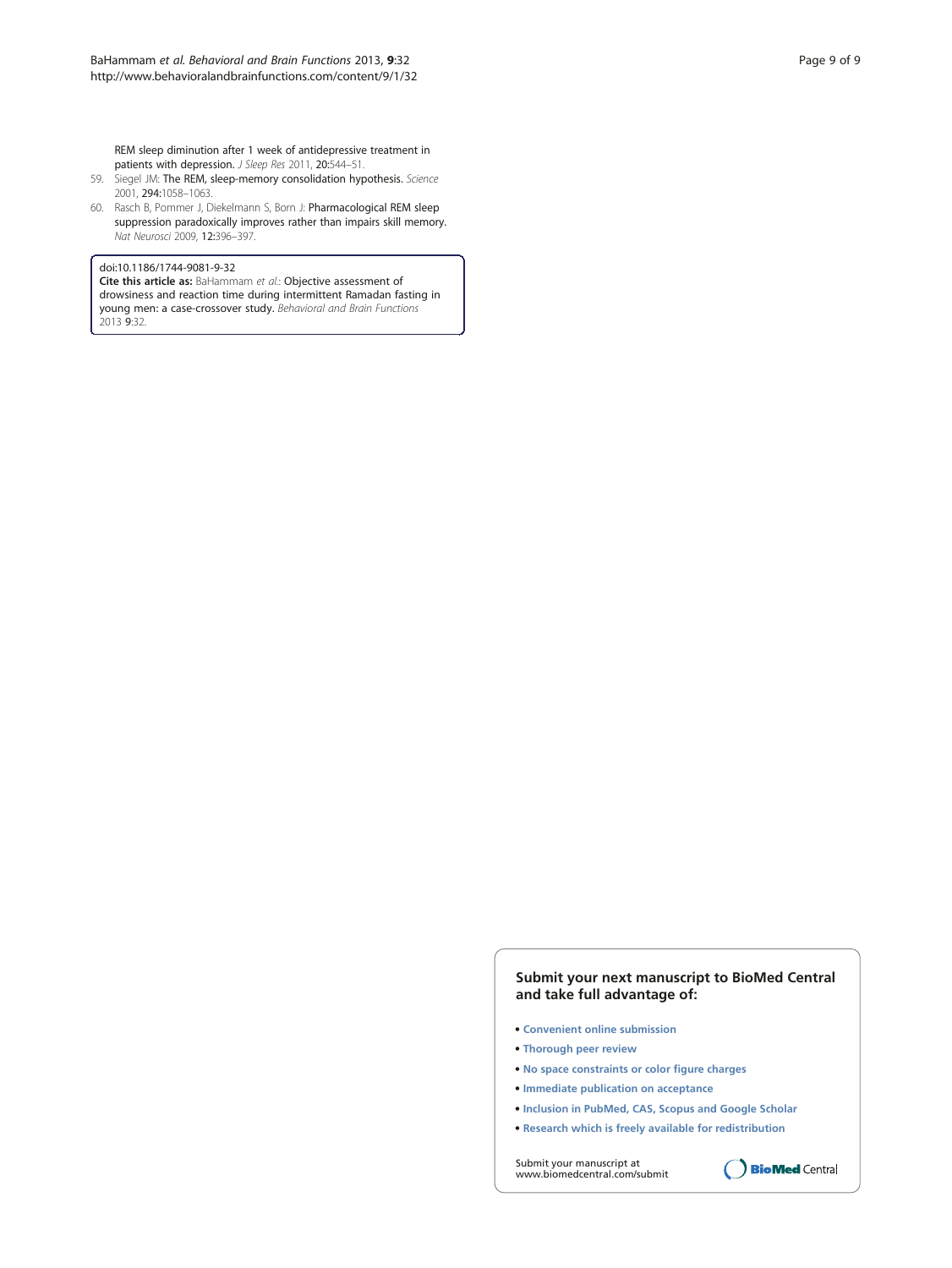REM sleep diminution after 1 week of antidepressive treatment in patients with depression. *J Sleep Res* 2011, **20**:544–51.

59. Siegel JM: **The REM, sleep-memory consolidation hypothesis.** *Science* 2001, **294**:1058–1063.
60. Rasch B, Pommer J, Diekelmann S, Born J: **Pharmacological REM sleep suppression paradoxically improves rather than impairs skill memory.** *Nat Neurosci* 2009, **12**:396–397.

doi:10.1186/1744-9081-9-32

**Cite this article as:** BaHammam *et al.*: Objective assessment of drowsiness and reaction time during intermittent Ramadan fasting in young men: a case-crossover study. *Behavioral and Brain Functions* 2013 **9**:32.

**Submit your next manuscript to BioMed Central and take full advantage of:**

- **Convenient online submission**
- **Thorough peer review**
- **No space constraints or color figure charges**
- **Immediate publication on acceptance**
- **Inclusion in PubMed, CAS, Scopus and Google Scholar**
- **Research which is freely available for redistribution**

Submit your manuscript at
www.biomedcentral.com/submit

BioMed Central